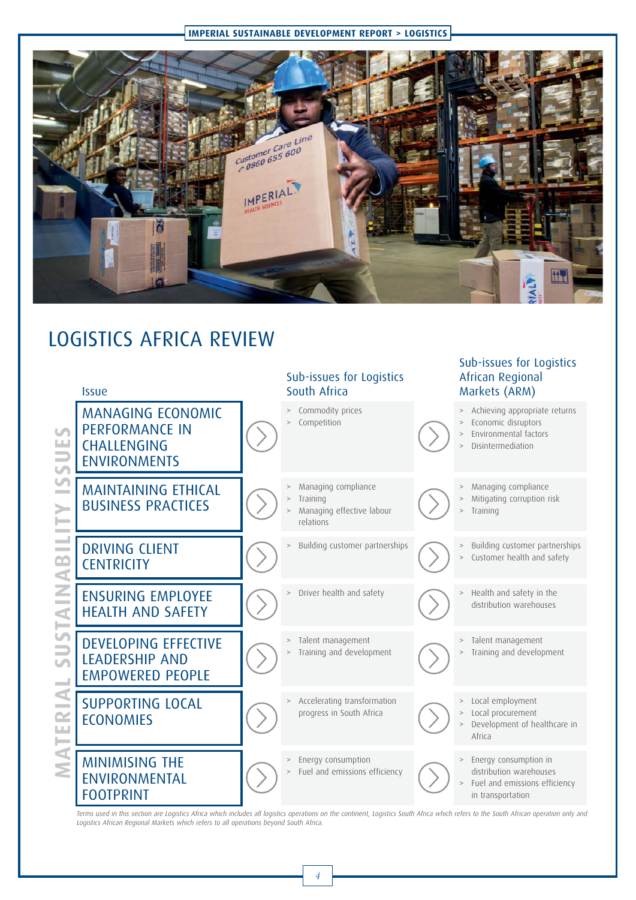# LOGISTICS AFRICA REVIEW

**MATERIAL SUSTAINABILITY ISSUES**

| Issue | Sub-issues for Logistics South Africa | Sub-issues for Logistics African Regional Markets (ARM) |
|---|---|---|
| MANAGING ECONOMIC PERFORMANCE IN CHALLENGING ENVIRONMENTS | > Commodity prices<br>> Competition | > Achieving appropriate returns<br>> Economic disruptors<br>> Environmental factors<br>> Disintermediation |
| MAINTAINING ETHICAL BUSINESS PRACTICES | > Managing compliance<br>> Training<br>> Managing effective labour relations | > Managing compliance<br>> Mitigating corruption risk<br>> Training |
| DRIVING CLIENT CENTRICITY | > Building customer partnerships | > Building customer partnerships<br>> Customer health and safety |
| ENSURING EMPLOYEE HEALTH AND SAFETY | > Driver health and safety | > Health and safety in the distribution warehouses |
| DEVELOPING EFFECTIVE LEADERSHIP AND EMPOWERED PEOPLE | > Talent management<br>> Training and development | > Talent management<br>> Training and development |
| SUPPORTING LOCAL ECONOMIES | > Accelerating transformation progress in South Africa | > Local employment<br>> Local procurement<br>> Development of healthcare in Africa |
| MINIMISING THE ENVIRONMENTAL FOOTPRINT | > Energy consumption<br>> Fuel and emissions efficiency | > Energy consumption in distribution warehouses<br>> Fuel and emissions efficiency in transportation |

*Terms used in this section are Logistics Africa which includes all logistics operations on the continent, Logistics South Africa which refers to the South African operation only and Logistics African Regional Markets which refers to all operations beyond South Africa.*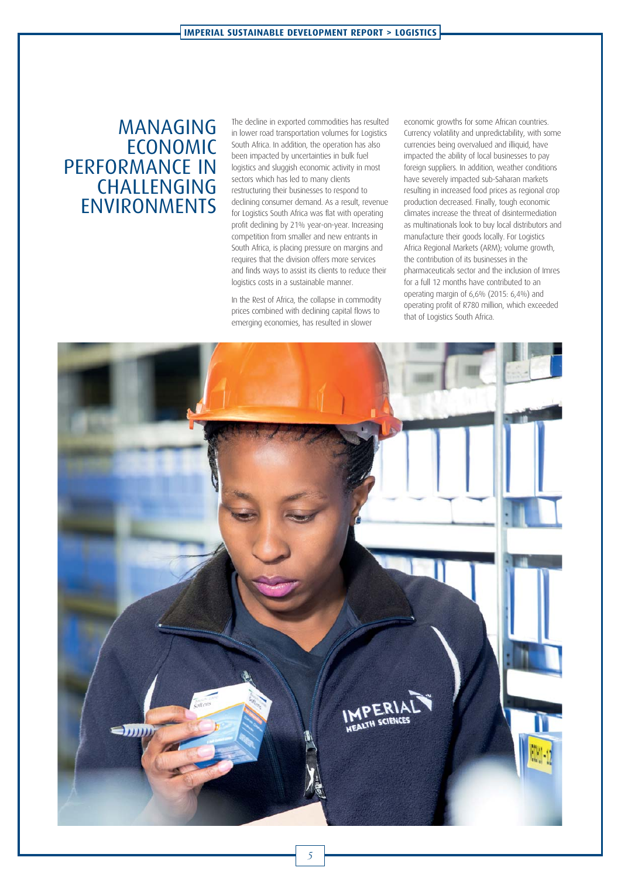# MANAGING ECONOMIC PERFORMANCE IN CHALLENGING ENVIRONMENTS

The decline in exported commodities has resulted in lower road transportation volumes for Logistics South Africa. In addition, the operation has also been impacted by uncertainties in bulk fuel logistics and sluggish economic activity in most sectors which has led to many clients restructuring their businesses to respond to declining consumer demand. As a result, revenue for Logistics South Africa was flat with operating profit declining by 21% year-on-year. Increasing competition from smaller and new entrants in South Africa, is placing pressure on margins and requires that the division offers more services and finds ways to assist its clients to reduce their logistics costs in a sustainable manner.

In the Rest of Africa, the collapse in commodity prices combined with declining capital flows to emerging economies, has resulted in slower economic growths for some African countries. Currency volatility and unpredictability, with some currencies being overvalued and illiquid, have impacted the ability of local businesses to pay foreign suppliers. In addition, weather conditions have severely impacted sub-Saharan markets resulting in increased food prices as regional crop production decreased. Finally, tough economic climates increase the threat of disintermediation as multinationals look to buy local distributors and manufacture their goods locally. For Logistics Africa Regional Markets (ARM); volume growth, the contribution of its businesses in the pharmaceuticals sector and the inclusion of Imres for a full 12 months have contributed to an operating margin of 6,6% (2015: 6,4%) and operating profit of R780 million, which exceeded that of Logistics South Africa.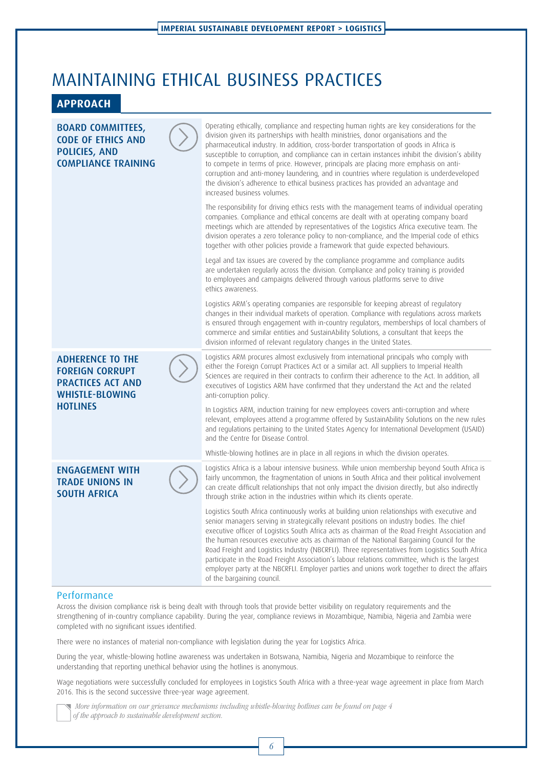# MAINTAINING ETHICAL BUSINESS PRACTICES

## APPROACH

### BOARD COMMITTEES, CODE OF ETHICS AND POLICIES, AND COMPLIANCE TRAINING

Operating ethically, compliance and respecting human rights are key considerations for the division given its partnerships with health ministries, donor organisations and the pharmaceutical industry. In addition, cross-border transportation of goods in Africa is susceptible to corruption, and compliance can in certain instances inhibit the division's ability to compete in terms of price. However, principals are placing more emphasis on anti-corruption and anti-money laundering, and in countries where regulation is underdeveloped the division's adherence to ethical business practices has provided an advantage and increased business volumes.

The responsibility for driving ethics rests with the management teams of individual operating companies. Compliance and ethical concerns are dealt with at operating company board meetings which are attended by representatives of the Logistics Africa executive team. The division operates a zero tolerance policy to non-compliance, and the Imperial code of ethics together with other policies provide a framework that guide expected behaviours.

Legal and tax issues are covered by the compliance programme and compliance audits are undertaken regularly across the division. Compliance and policy training is provided to employees and campaigns delivered through various platforms serve to drive ethics awareness.

Logistics ARM's operating companies are responsible for keeping abreast of regulatory changes in their individual markets of operation. Compliance with regulations across markets is ensured through engagement with in-country regulators, memberships of local chambers of commerce and similar entities and SustainAbility Solutions, a consultant that keeps the division informed of relevant regulatory changes in the United States.

### ADHERENCE TO THE FOREIGN CORRUPT PRACTICES ACT AND WHISTLE-BLOWING HOTLINES

Logistics ARM procures almost exclusively from international principals who comply with either the Foreign Corrupt Practices Act or a similar act. All suppliers to Imperial Health Sciences are required in their contracts to confirm their adherence to the Act. In addition, all executives of Logistics ARM have confirmed that they understand the Act and the related anti-corruption policy.

In Logistics ARM, induction training for new employees covers anti-corruption and where relevant, employees attend a programme offered by SustainAbility Solutions on the new rules and regulations pertaining to the United States Agency for International Development (USAID) and the Centre for Disease Control.

Whistle-blowing hotlines are in place in all regions in which the division operates.

### ENGAGEMENT WITH TRADE UNIONS IN SOUTH AFRICA

Logistics Africa is a labour intensive business. While union membership beyond South Africa is fairly uncommon, the fragmentation of unions in South Africa and their political involvement can create difficult relationships that not only impact the division directly, but also indirectly through strike action in the industries within which its clients operate.

Logistics South Africa continuously works at building union relationships with executive and senior managers serving in strategically relevant positions on industry bodies. The chief executive officer of Logistics South Africa acts as chairman of the Road Freight Association and the human resources executive acts as chairman of the National Bargaining Council for the Road Freight and Logistics Industry (NBCRFLI). Three representatives from Logistics South Africa participate in the Road Freight Association's labour relations committee, which is the largest employer party at the NBCRFLI. Employer parties and unions work together to direct the affairs of the bargaining council.

## Performance

Across the division compliance risk is being dealt with through tools that provide better visibility on regulatory requirements and the strengthening of in-country compliance capability. During the year, compliance reviews in Mozambique, Namibia, Nigeria and Zambia were completed with no significant issues identified.

There were no instances of material non-compliance with legislation during the year for Logistics Africa.

During the year, whistle-blowing hotline awareness was undertaken in Botswana, Namibia, Nigeria and Mozambique to reinforce the understanding that reporting unethical behavior using the hotlines is anonymous.

Wage negotiations were successfully concluded for employees in Logistics South Africa with a three-year wage agreement in place from March 2016. This is the second successive three-year wage agreement.

*More information on our grievance mechanisms including whistle-blowing hotlines can be found on page 4 of the approach to sustainable development section.*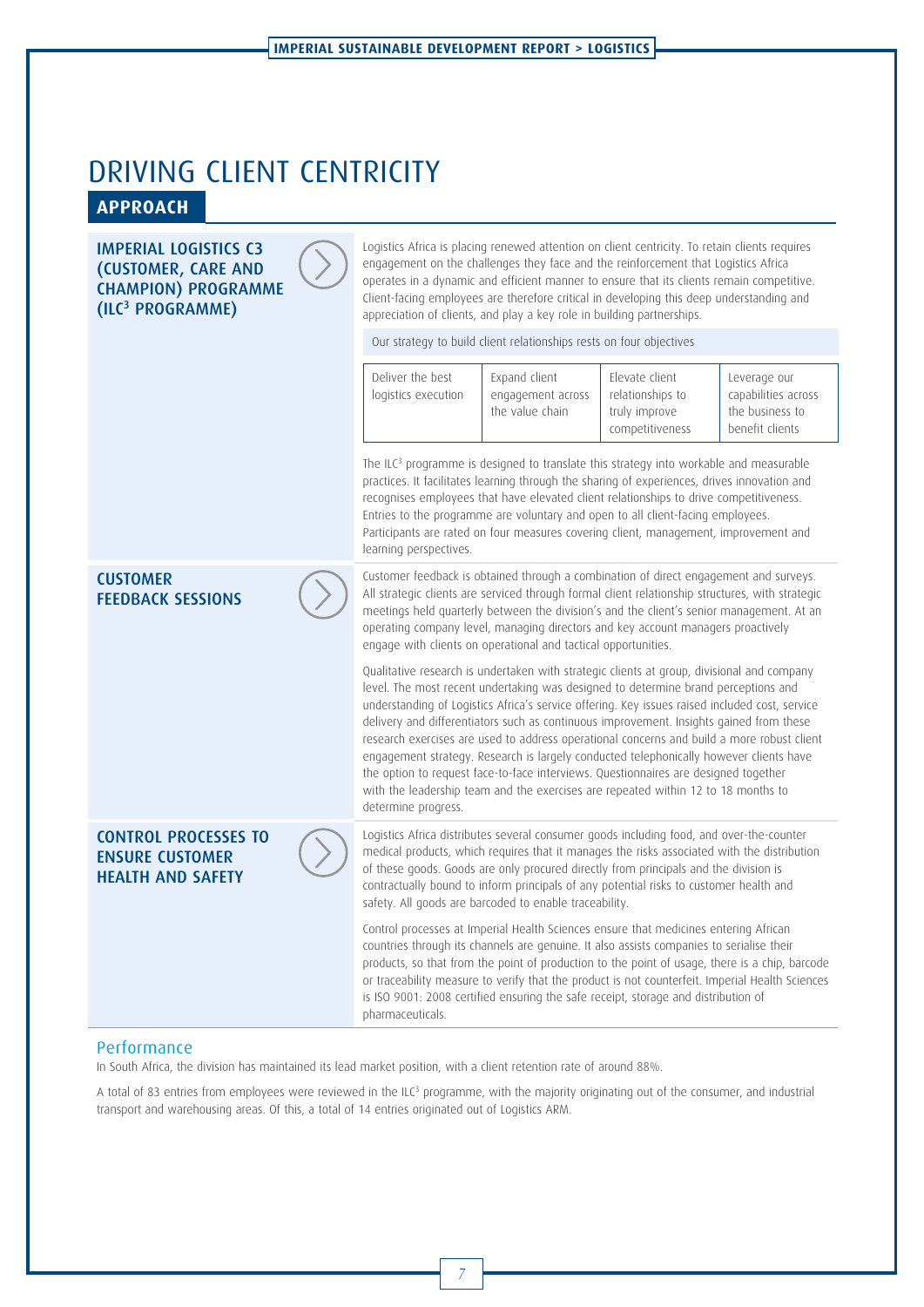# DRIVING CLIENT CENTRICITY

## APPROACH

### IMPERIAL LOGISTICS C3 (CUSTOMER, CARE AND CHAMPION) PROGRAMME (ILC[3] PROGRAMME)

Logistics Africa is placing renewed attention on client centricity. To retain clients requires engagement on the challenges they face and the reinforcement that Logistics Africa operates in a dynamic and efficient manner to ensure that its clients remain competitive. Client-facing employees are therefore critical in developing this deep understanding and appreciation of clients, and play a key role in building partnerships.

Our strategy to build client relationships rests on four objectives

| Deliver the best logistics execution | Expand client engagement across the value chain | Elevate client relationships to truly improve competitiveness | Leverage our capabilities across the business to benefit clients |
|---|---|---|---|

The ILC[3] programme is designed to translate this strategy into workable and measurable practices. It facilitates learning through the sharing of experiences, drives innovation and recognises employees that have elevated client relationships to drive competitiveness. Entries to the programme are voluntary and open to all client-facing employees. Participants are rated on four measures covering client, management, improvement and learning perspectives.

### CUSTOMER FEEDBACK SESSIONS

Customer feedback is obtained through a combination of direct engagement and surveys. All strategic clients are serviced through formal client relationship structures, with strategic meetings held quarterly between the division's and the client's senior management. At an operating company level, managing directors and key account managers proactively engage with clients on operational and tactical opportunities.

Qualitative research is undertaken with strategic clients at group, divisional and company level. The most recent undertaking was designed to determine brand perceptions and understanding of Logistics Africa's service offering. Key issues raised included cost, service delivery and differentiators such as continuous improvement. Insights gained from these research exercises are used to address operational concerns and build a more robust client engagement strategy. Research is largely conducted telephonically however clients have the option to request face-to-face interviews. Questionnaires are designed together with the leadership team and the exercises are repeated within 12 to 18 months to determine progress.

### CONTROL PROCESSES TO ENSURE CUSTOMER HEALTH AND SAFETY

Logistics Africa distributes several consumer goods including food, and over-the-counter medical products, which requires that it manages the risks associated with the distribution of these goods. Goods are only procured directly from principals and the division is contractually bound to inform principals of any potential risks to customer health and safety. All goods are barcoded to enable traceability.

Control processes at Imperial Health Sciences ensure that medicines entering African countries through its channels are genuine. It also assists companies to serialise their products, so that from the point of production to the point of usage, there is a chip, barcode or traceability measure to verify that the product is not counterfeit. Imperial Health Sciences is ISO 9001: 2008 certified ensuring the safe receipt, storage and distribution of pharmaceuticals.

## Performance

In South Africa, the division has maintained its lead market position, with a client retention rate of around 88%.

A total of 83 entries from employees were reviewed in the ILC[3] programme, with the majority originating out of the consumer, and industrial transport and warehousing areas. Of this, a total of 14 entries originated out of Logistics ARM.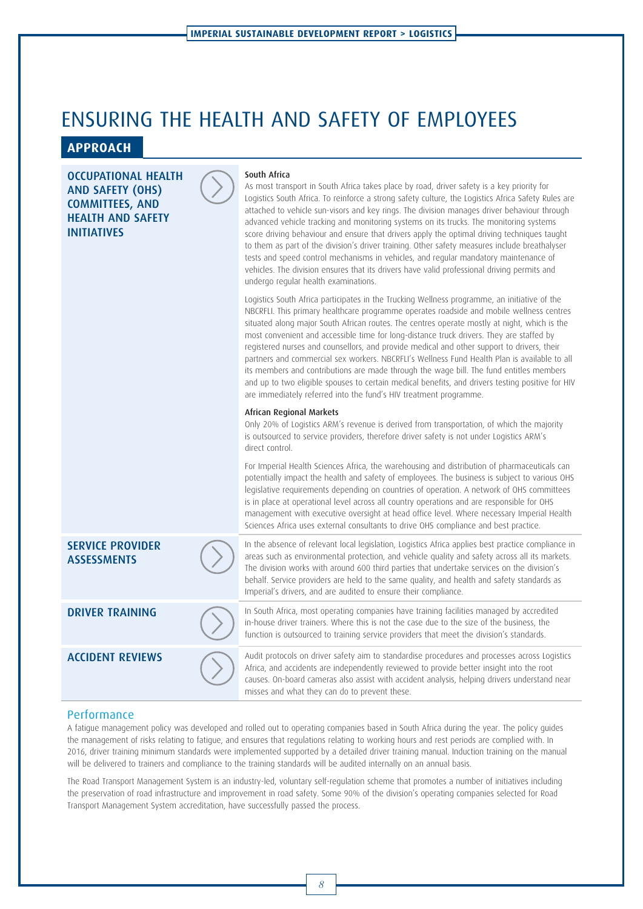# ENSURING THE HEALTH AND SAFETY OF EMPLOYEES

## APPROACH

### OCCUPATIONAL HEALTH AND SAFETY (OHS) COMMITTEES, AND HEALTH AND SAFETY INITIATIVES

**South Africa**

As most transport in South Africa takes place by road, driver safety is a key priority for Logistics South Africa. To reinforce a strong safety culture, the Logistics Africa Safety Rules are attached to vehicle sun-visors and key rings. The division manages driver behaviour through advanced vehicle tracking and monitoring systems on its trucks. The monitoring systems score driving behaviour and ensure that drivers apply the optimal driving techniques taught to them as part of the division's driver training. Other safety measures include breathalyser tests and speed control mechanisms in vehicles, and regular mandatory maintenance of vehicles. The division ensures that its drivers have valid professional driving permits and undergo regular health examinations.

Logistics South Africa participates in the Trucking Wellness programme, an initiative of the NBCRFLI. This primary healthcare programme operates roadside and mobile wellness centres situated along major South African routes. The centres operate mostly at night, which is the most convenient and accessible time for long-distance truck drivers. They are staffed by registered nurses and counsellors, and provide medical and other support to drivers, their partners and commercial sex workers. NBCRFLI's Wellness Fund Health Plan is available to all its members and contributions are made through the wage bill. The fund entitles members and up to two eligible spouses to certain medical benefits, and drivers testing positive for HIV are immediately referred into the fund's HIV treatment programme.

**African Regional Markets**

Only 20% of Logistics ARM's revenue is derived from transportation, of which the majority is outsourced to service providers, therefore driver safety is not under Logistics ARM's direct control.

For Imperial Health Sciences Africa, the warehousing and distribution of pharmaceuticals can potentially impact the health and safety of employees. The business is subject to various OHS legislative requirements depending on countries of operation. A network of OHS committees is in place at operational level across all country operations and are responsible for OHS management with executive oversight at head office level. Where necessary Imperial Health Sciences Africa uses external consultants to drive OHS compliance and best practice.

### SERVICE PROVIDER ASSESSMENTS

In the absence of relevant local legislation, Logistics Africa applies best practice compliance in areas such as environmental protection, and vehicle quality and safety across all its markets. The division works with around 600 third parties that undertake services on the division's behalf. Service providers are held to the same quality, and health and safety standards as Imperial's drivers, and are audited to ensure their compliance.

### DRIVER TRAINING

In South Africa, most operating companies have training facilities managed by accredited in-house driver trainers. Where this is not the case due to the size of the business, the function is outsourced to training service providers that meet the division's standards.

### ACCIDENT REVIEWS

Audit protocols on driver safety aim to standardise procedures and processes across Logistics Africa, and accidents are independently reviewed to provide better insight into the root causes. On-board cameras also assist with accident analysis, helping drivers understand near misses and what they can do to prevent these.

## Performance

A fatigue management policy was developed and rolled out to operating companies based in South Africa during the year. The policy guides the management of risks relating to fatigue, and ensures that regulations relating to working hours and rest periods are complied with. In 2016, driver training minimum standards were implemented supported by a detailed driver training manual. Induction training on the manual will be delivered to trainers and compliance to the training standards will be audited internally on an annual basis.

The Road Transport Management System is an industry-led, voluntary self-regulation scheme that promotes a number of initiatives including the preservation of road infrastructure and improvement in road safety. Some 90% of the division's operating companies selected for Road Transport Management System accreditation, have successfully passed the process.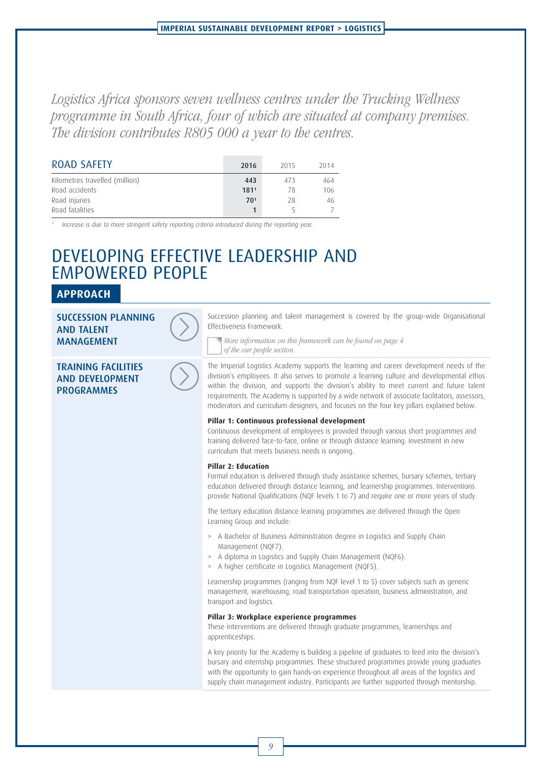*Logistics Africa sponsors seven wellness centres under the Trucking Wellness programme in South Africa, four of which are situated at company premises. The division contributes R805 000 a year to the centres.*

| ROAD SAFETY | 2016 | 2015 | 2014 |
|---|---|---|---|
| Kilometres travelled (million) | **443** | 473 | 464 |
| Road accidents | **181**[1] | 78 | 106 |
| Road injuries | **70**[1] | 28 | 46 |
| Road fatalities | **1** | 5 | 7 |

[1] *Increase is due to more stringent safety reporting criteria introduced during the reporting year.*

# DEVELOPING EFFECTIVE LEADERSHIP AND EMPOWERED PEOPLE

## APPROACH

### SUCCESSION PLANNING AND TALENT MANAGEMENT

Succession planning and talent management is covered by the group-wide Organisational Effectiveness Framework.

*More information on this framework can be found on page 4 of the our people section.*

### TRAINING FACILITIES AND DEVELOPMENT PROGRAMMES

The Imperial Logistics Academy supports the learning and career development needs of the division's employees. It also serves to promote a learning culture and developmental ethos within the division, and supports the division's ability to meet current and future talent requirements. The Academy is supported by a wide network of associate facilitators, assessors, moderators and curriculum designers, and focuses on the four key pillars explained below.

**Pillar 1: Continuous professional development**
Continuous development of employees is provided through various short programmes and training delivered face-to-face, online or through distance learning. Investment in new curriculum that meets business needs is ongoing.

**Pillar 2: Education**
Formal education is delivered through study assistance schemes, bursary schemes, tertiary education delivered through distance learning, and learnership programmes. Interventions provide National Qualifications (NQF levels 1 to 7) and require one or more years of study.

The tertiary education distance learning programmes are delivered through the Open Learning Group and include:

- A Bachelor of Business Administration degree in Logistics and Supply Chain Management (NQF7).
- A diploma in Logistics and Supply Chain Management (NQF6).
- A higher certificate in Logistics Management (NQF5).

Learnership programmes (ranging from NQF level 1 to 5) cover subjects such as generic management, warehousing, road transportation operation, business administration, and transport and logistics.

**Pillar 3: Workplace experience programmes**
These interventions are delivered through graduate programmes, learnerships and apprenticeships.

A key priority for the Academy is building a pipeline of graduates to feed into the division's bursary and internship programmes. These structured programmes provide young graduates with the opportunity to gain hands-on experience throughout all areas of the logistics and supply chain management industry. Participants are further supported through mentorship.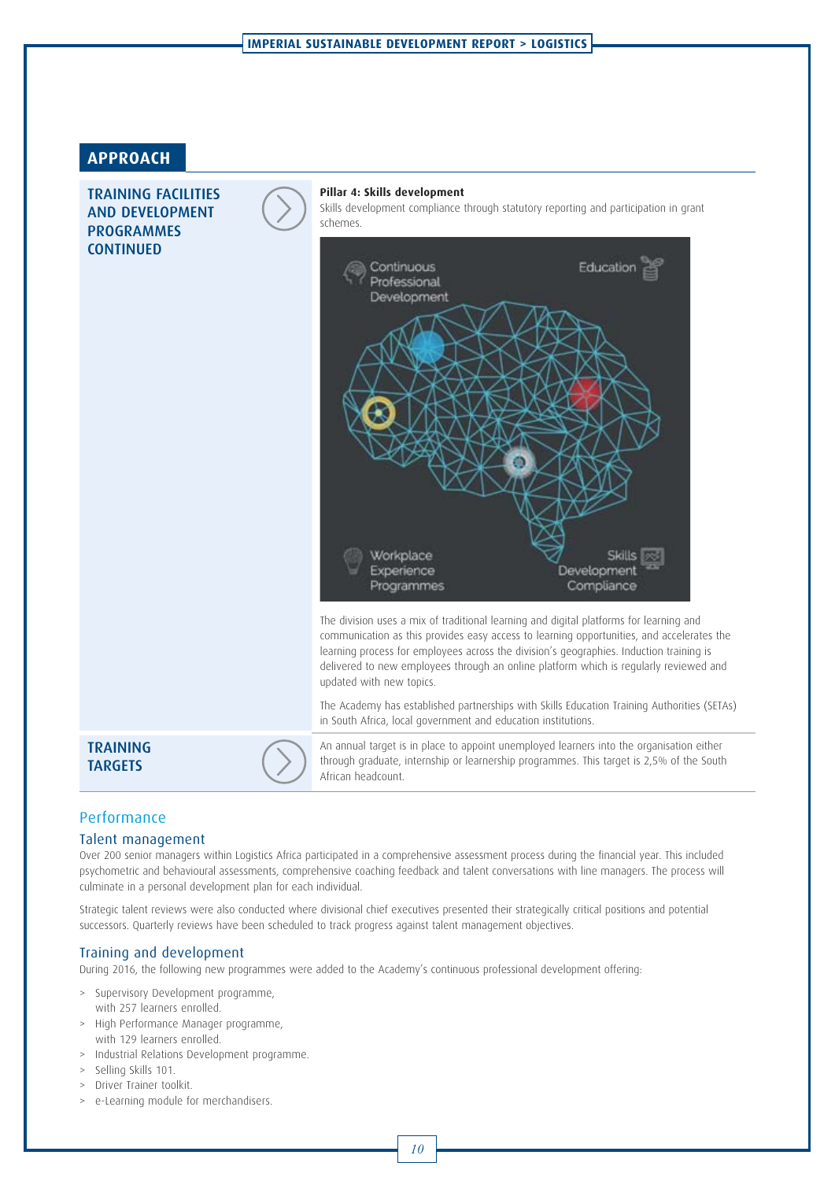## APPROACH

### TRAINING FACILITIES AND DEVELOPMENT PROGRAMMES CONTINUED

**Pillar 4: Skills development**

Skills development compliance through statutory reporting and participation in grant schemes.

Continuous Professional Development

Education

Workplace Experience Programmes

Skills Development Compliance

The division uses a mix of traditional learning and digital platforms for learning and communication as this provides easy access to learning opportunities, and accelerates the learning process for employees across the division's geographies. Induction training is delivered to new employees through an online platform which is regularly reviewed and updated with new topics.

The Academy has established partnerships with Skills Education Training Authorities (SETAs) in South Africa, local government and education institutions.

### TRAINING TARGETS

An annual target is in place to appoint unemployed learners into the organisation either through graduate, internship or learnership programmes. This target is 2,5% of the South African headcount.

## Performance

### Talent management

Over 200 senior managers within Logistics Africa participated in a comprehensive assessment process during the financial year. This included psychometric and behavioural assessments, comprehensive coaching feedback and talent conversations with line managers. The process will culminate in a personal development plan for each individual.

Strategic talent reviews were also conducted where divisional chief executives presented their strategically critical positions and potential successors. Quarterly reviews have been scheduled to track progress against talent management objectives.

### Training and development

During 2016, the following new programmes were added to the Academy's continuous professional development offering:

> Supervisory Development programme, with 257 learners enrolled.
> High Performance Manager programme, with 129 learners enrolled.
> Industrial Relations Development programme.
> Selling Skills 101.
> Driver Trainer toolkit.
> e-Learning module for merchandisers.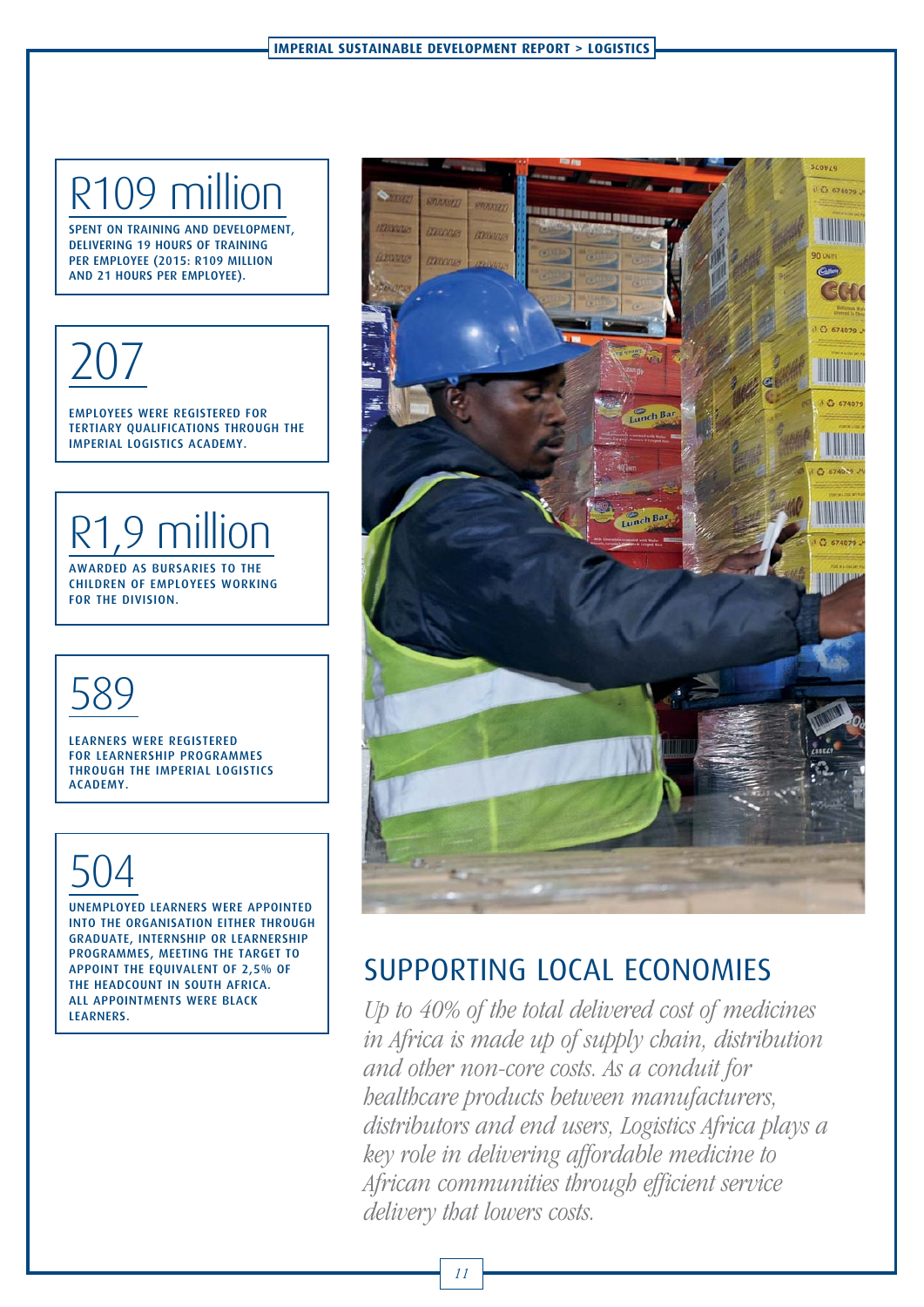R109 million

SPENT ON TRAINING AND DEVELOPMENT, DELIVERING 19 HOURS OF TRAINING PER EMPLOYEE (2015: R109 MILLION AND 21 HOURS PER EMPLOYEE).

207

EMPLOYEES WERE REGISTERED FOR TERTIARY QUALIFICATIONS THROUGH THE IMPERIAL LOGISTICS ACADEMY.

R1,9 million

AWARDED AS BURSARIES TO THE CHILDREN OF EMPLOYEES WORKING FOR THE DIVISION.

589

LEARNERS WERE REGISTERED FOR LEARNERSHIP PROGRAMMES THROUGH THE IMPERIAL LOGISTICS ACADEMY.

504

UNEMPLOYED LEARNERS WERE APPOINTED INTO THE ORGANISATION EITHER THROUGH GRADUATE, INTERNSHIP OR LEARNERSHIP PROGRAMMES, MEETING THE TARGET TO APPOINT THE EQUIVALENT OF 2,5% OF THE HEADCOUNT IN SOUTH AFRICA. ALL APPOINTMENTS WERE BLACK LEARNERS.

## SUPPORTING LOCAL ECONOMIES

*Up to 40% of the total delivered cost of medicines in Africa is made up of supply chain, distribution and other non-core costs. As a conduit for healthcare products between manufacturers, distributors and end users, Logistics Africa plays a key role in delivering affordable medicine to African communities through efficient service delivery that lowers costs.*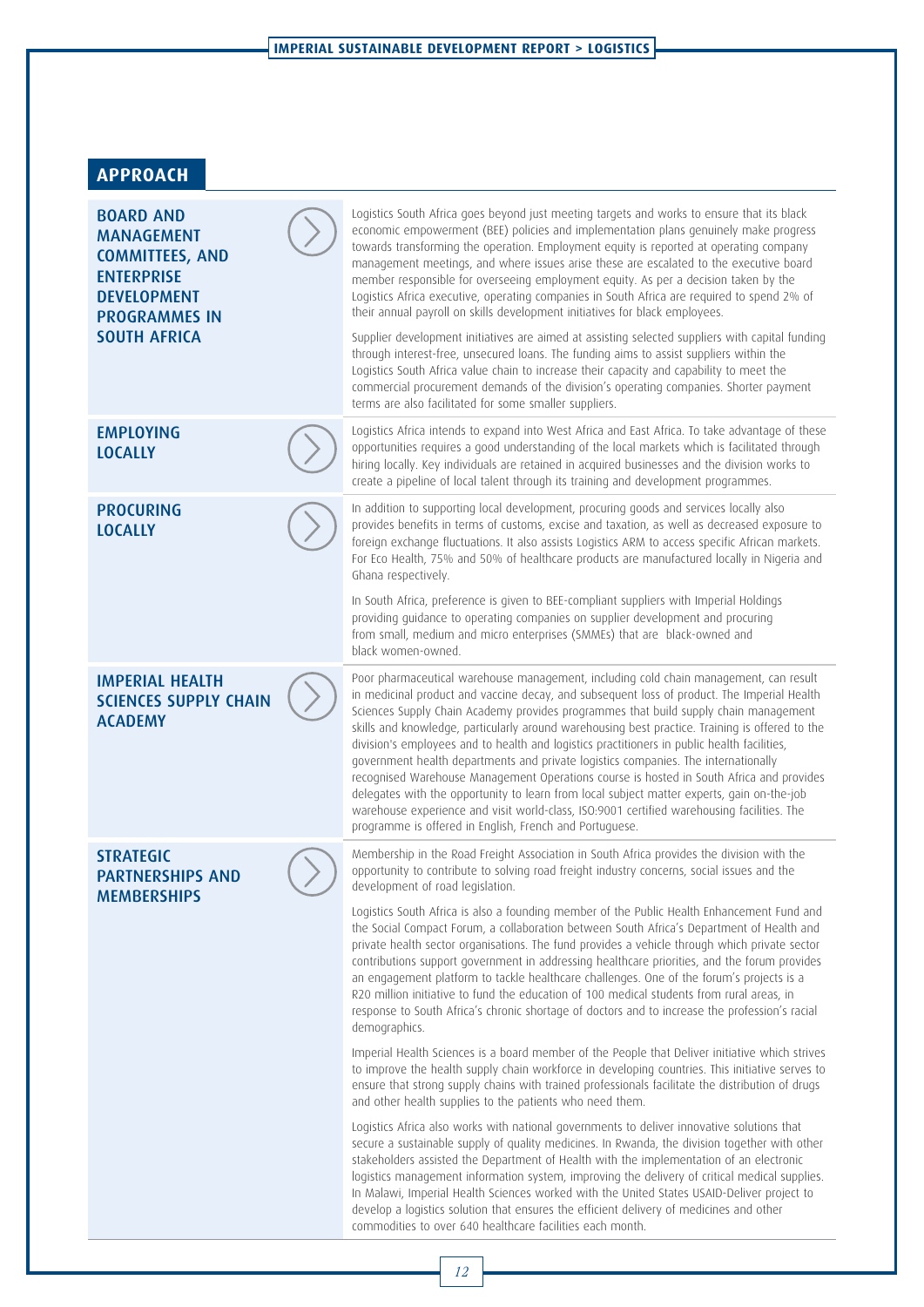## APPROACH

### BOARD AND MANAGEMENT COMMITTEES, AND ENTERPRISE DEVELOPMENT PROGRAMMES IN SOUTH AFRICA

Logistics South Africa goes beyond just meeting targets and works to ensure that its black economic empowerment (BEE) policies and implementation plans genuinely make progress towards transforming the operation. Employment equity is reported at operating company management meetings, and where issues arise these are escalated to the executive board member responsible for overseeing employment equity. As per a decision taken by the Logistics Africa executive, operating companies in South Africa are required to spend 2% of their annual payroll on skills development initiatives for black employees.

Supplier development initiatives are aimed at assisting selected suppliers with capital funding through interest-free, unsecured loans. The funding aims to assist suppliers within the Logistics South Africa value chain to increase their capacity and capability to meet the commercial procurement demands of the division's operating companies. Shorter payment terms are also facilitated for some smaller suppliers.

### EMPLOYING LOCALLY

Logistics Africa intends to expand into West Africa and East Africa. To take advantage of these opportunities requires a good understanding of the local markets which is facilitated through hiring locally. Key individuals are retained in acquired businesses and the division works to create a pipeline of local talent through its training and development programmes.

### PROCURING LOCALLY

In addition to supporting local development, procuring goods and services locally also provides benefits in terms of customs, excise and taxation, as well as decreased exposure to foreign exchange fluctuations. It also assists Logistics ARM to access specific African markets. For Eco Health, 75% and 50% of healthcare products are manufactured locally in Nigeria and Ghana respectively.

In South Africa, preference is given to BEE-compliant suppliers with Imperial Holdings providing guidance to operating companies on supplier development and procuring from small, medium and micro enterprises (SMMEs) that are black-owned and black women-owned.

### IMPERIAL HEALTH SCIENCES SUPPLY CHAIN ACADEMY

Poor pharmaceutical warehouse management, including cold chain management, can result in medicinal product and vaccine decay, and subsequent loss of product. The Imperial Health Sciences Supply Chain Academy provides programmes that build supply chain management skills and knowledge, particularly around warehousing best practice. Training is offered to the division's employees and to health and logistics practitioners in public health facilities, government health departments and private logistics companies. The internationally recognised Warehouse Management Operations course is hosted in South Africa and provides delegates with the opportunity to learn from local subject matter experts, gain on-the-job warehouse experience and visit world-class, ISO:9001 certified warehousing facilities. The programme is offered in English, French and Portuguese.

### STRATEGIC PARTNERSHIPS AND MEMBERSHIPS

Membership in the Road Freight Association in South Africa provides the division with the opportunity to contribute to solving road freight industry concerns, social issues and the development of road legislation.

Logistics South Africa is also a founding member of the Public Health Enhancement Fund and the Social Compact Forum, a collaboration between South Africa's Department of Health and private health sector organisations. The fund provides a vehicle through which private sector contributions support government in addressing healthcare priorities, and the forum provides an engagement platform to tackle healthcare challenges. One of the forum's projects is a R20 million initiative to fund the education of 100 medical students from rural areas, in response to South Africa's chronic shortage of doctors and to increase the profession's racial demographics.

Imperial Health Sciences is a board member of the People that Deliver initiative which strives to improve the health supply chain workforce in developing countries. This initiative serves to ensure that strong supply chains with trained professionals facilitate the distribution of drugs and other health supplies to the patients who need them.

Logistics Africa also works with national governments to deliver innovative solutions that secure a sustainable supply of quality medicines. In Rwanda, the division together with other stakeholders assisted the Department of Health with the implementation of an electronic logistics management information system, improving the delivery of critical medical supplies. In Malawi, Imperial Health Sciences worked with the United States USAID-Deliver project to develop a logistics solution that ensures the efficient delivery of medicines and other commodities to over 640 healthcare facilities each month.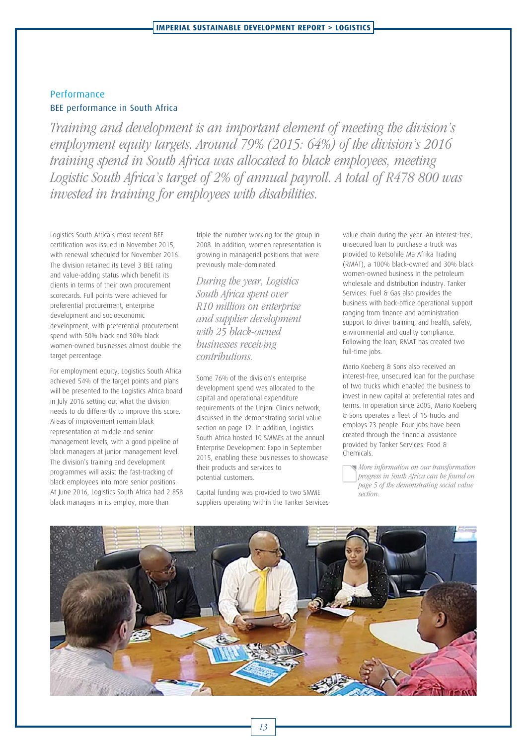## Performance

### BEE performance in South Africa

*Training and development is an important element of meeting the division's employment equity targets. Around 79% (2015: 64%) of the division's 2016 training spend in South Africa was allocated to black employees, meeting Logistic South Africa's target of 2% of annual payroll. A total of R478 800 was invested in training for employees with disabilities.*

Logistics South Africa's most recent BEE certification was issued in November 2015, with renewal scheduled for November 2016. The division retained its Level 3 BEE rating and value-adding status which benefit its clients in terms of their own procurement scorecards. Full points were achieved for preferential procurement, enterprise development and socioeconomic development, with preferential procurement spend with 50% black and 30% black women-owned businesses almost double the target percentage.

For employment equity, Logistics South Africa achieved 54% of the target points and plans will be presented to the Logistics Africa board in July 2016 setting out what the division needs to do differently to improve this score. Areas of improvement remain black representation at middle and senior management levels, with a good pipeline of black managers at junior management level. The division's training and development programmes will assist the fast-tracking of black employees into more senior positions. At June 2016, Logistics South Africa had 2 858 black managers in its employ, more than triple the number working for the group in 2008. In addition, women representation is growing in managerial positions that were previously male-dominated.

*During the year, Logistics South Africa spent over R10 million on enterprise and supplier development with 25 black-owned businesses receiving contributions.*

Some 76% of the division's enterprise development spend was allocated to the capital and operational expenditure requirements of the Unjani Clinics network, discussed in the demonstrating social value section on page 12. In addition, Logistics South Africa hosted 10 SMMEs at the annual Enterprise Development Expo in September 2015, enabling these businesses to showcase their products and services to potential customers.

Capital funding was provided to two SMME suppliers operating within the Tanker Services value chain during the year. An interest-free, unsecured loan to purchase a truck was provided to Retsohile Ma Afrika Trading (RMAT), a 100% black-owned and 30% black women-owned business in the petroleum wholesale and distribution industry. Tanker Services: Fuel & Gas also provides the business with back-office operational support ranging from finance and administration support to driver training, and health, safety, environmental and quality compliance. Following the loan, RMAT has created two full-time jobs.

Mario Koeberg & Sons also received an interest-free, unsecured loan for the purchase of two trucks which enabled the business to invest in new capital at preferential rates and terms. In operation since 2005, Mario Koeberg & Sons operates a fleet of 15 trucks and employs 23 people. Four jobs have been created through the financial assistance provided by Tanker Services: Food & Chemicals.

*More information on our transformation progress in South Africa can be found on page 5 of the demonstrating social value section.*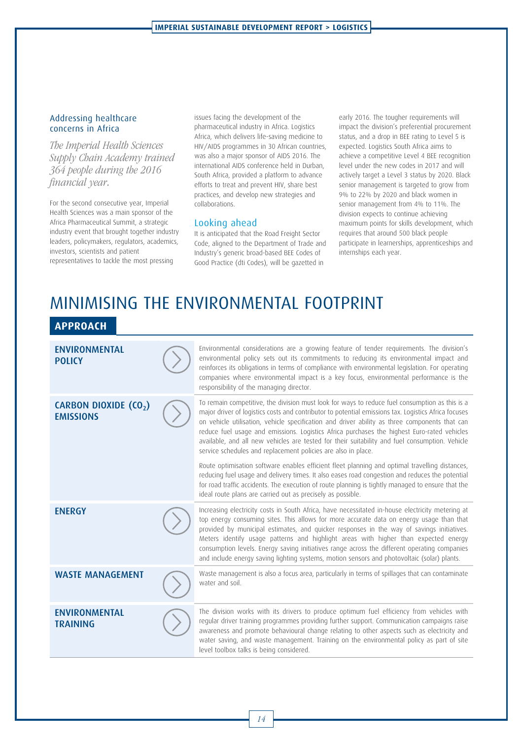### Addressing healthcare concerns in Africa

*The Imperial Health Sciences Supply Chain Academy trained 364 people during the 2016 financial year.*

For the second consecutive year, Imperial Health Sciences was a main sponsor of the Africa Pharmaceutical Summit, a strategic industry event that brought together industry leaders, policymakers, regulators, academics, investors, scientists and patient representatives to tackle the most pressing issues facing the development of the pharmaceutical industry in Africa. Logistics Africa, which delivers life-saving medicine to HIV/AIDS programmes in 30 African countries, was also a major sponsor of AIDS 2016. The international AIDS conference held in Durban, South Africa, provided a platform to advance efforts to treat and prevent HIV, share best practices, and develop new strategies and collaborations.

### Looking ahead

It is anticipated that the Road Freight Sector Code, aligned to the Department of Trade and Industry's generic broad-based BEE Codes of Good Practice (dti Codes), will be gazetted in early 2016. The tougher requirements will impact the division's preferential procurement status, and a drop in BEE rating to Level 5 is expected. Logistics South Africa aims to achieve a competitive Level 4 BEE recognition level under the new codes in 2017 and will actively target a Level 3 status by 2020. Black senior management is targeted to grow from 9% to 22% by 2020 and black women in senior management from 4% to 11%. The division expects to continue achieving maximum points for skills development, which requires that around 500 black people participate in learnerships, apprenticeships and internships each year.

# MINIMISING THE ENVIRONMENTAL FOOTPRINT

## APPROACH

| | |
|---|---|
| **ENVIRONMENTAL POLICY** | Environmental considerations are a growing feature of tender requirements. The division's environmental policy sets out its commitments to reducing its environmental impact and reinforces its obligations in terms of compliance with environmental legislation. For operating companies where environmental impact is a key focus, environmental performance is the responsibility of the managing director. |
| **CARBON DIOXIDE ($CO_2$) EMISSIONS** | To remain competitive, the division must look for ways to reduce fuel consumption as this is a major driver of logistics costs and contributor to potential emissions tax. Logistics Africa focuses on vehicle utilisation, vehicle specification and driver ability as three components that can reduce fuel usage and emissions. Logistics Africa purchases the highest Euro-rated vehicles available, and all new vehicles are tested for their suitability and fuel consumption. Vehicle service schedules and replacement policies are also in place.<br><br>Route optimisation software enables efficient fleet planning and optimal travelling distances, reducing fuel usage and delivery times. It also eases road congestion and reduces the potential for road traffic accidents. The execution of route planning is tightly managed to ensure that the ideal route plans are carried out as precisely as possible. |
| **ENERGY** | Increasing electricity costs in South Africa, have necessitated in-house electricity metering at top energy consuming sites. This allows for more accurate data on energy usage than that provided by municipal estimates, and quicker responses in the way of savings initiatives. Meters identify usage patterns and highlight areas with higher than expected energy consumption levels. Energy saving initiatives range across the different operating companies and include energy saving lighting systems, motion sensors and photovoltaic (solar) plants. |
| **WASTE MANAGEMENT** | Waste management is also a focus area, particularly in terms of spillages that can contaminate water and soil. |
| **ENVIRONMENTAL TRAINING** | The division works with its drivers to produce optimum fuel efficiency from vehicles with regular driver training programmes providing further support. Communication campaigns raise awareness and promote behavioural change relating to other aspects such as electricity and water saving, and waste management. Training on the environmental policy as part of site level toolbox talks is being considered. |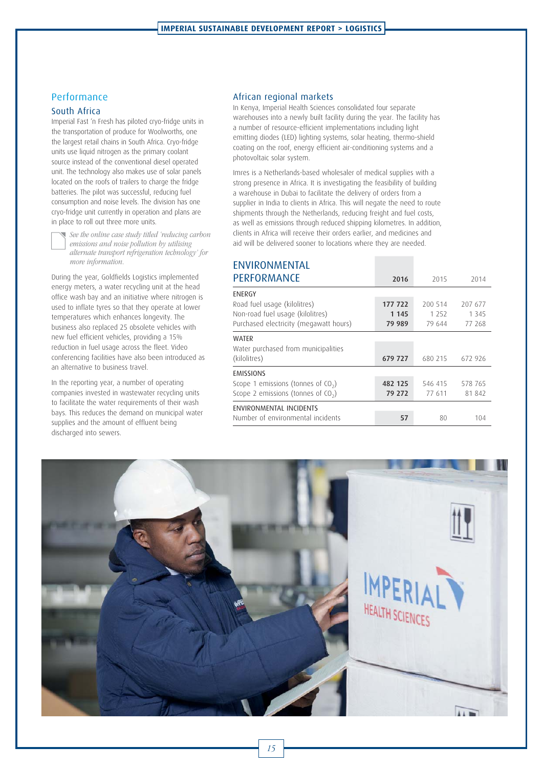## Performance

### South Africa

Imperial Fast 'n Fresh has piloted cryo-fridge units in the transportation of produce for Woolworths, one the largest retail chains in South Africa. Cryo-fridge units use liquid nitrogen as the primary coolant source instead of the conventional diesel operated unit. The technology also makes use of solar panels located on the roofs of trailers to charge the fridge batteries. The pilot was successful, reducing fuel consumption and noise levels. The division has one cryo-fridge unit currently in operation and plans are in place to roll out three more units.

*See the online case study titled 'reducing carbon emissions and noise pollution by utilising alternate transport refrigeration technology' for more information.*

During the year, Goldfields Logistics implemented energy meters, a water recycling unit at the head office wash bay and an initiative where nitrogen is used to inflate tyres so that they operate at lower temperatures which enhances longevity. The business also replaced 25 obsolete vehicles with new fuel efficient vehicles, providing a 15% reduction in fuel usage across the fleet. Video conferencing facilities have also been introduced as an alternative to business travel.

In the reporting year, a number of operating companies invested in wastewater recycling units to facilitate the water requirements of their wash bays. This reduces the demand on municipal water supplies and the amount of effluent being discharged into sewers.

### African regional markets

In Kenya, Imperial Health Sciences consolidated four separate warehouses into a newly built facility during the year. The facility has a number of resource-efficient implementations including light emitting diodes (LED) lighting systems, solar heating, thermo-shield coating on the roof, energy efficient air-conditioning systems and a photovoltaic solar system.

Imres is a Netherlands-based wholesaler of medical supplies with a strong presence in Africa. It is investigating the feasibility of building a warehouse in Dubai to facilitate the delivery of orders from a supplier in India to clients in Africa. This will negate the need to route shipments through the Netherlands, reducing freight and fuel costs, as well as emissions through reduced shipping kilometres. In addition, clients in Africa will receive their orders earlier, and medicines and aid will be delivered sooner to locations where they are needed.

| ENVIRONMENTAL PERFORMANCE | **2016** | 2015 | 2014 |
|---|---|---|---|
| **ENERGY** | | | |
| Road fuel usage (kilolitres) | **177 722** | 200 514 | 207 677 |
| Non-road fuel usage (kilolitres) | **1 145** | 1 252 | 1 345 |
| Purchased electricity (megawatt hours) | **79 989** | 79 644 | 77 268 |
| **WATER** | | | |
| Water purchased from municipalities (kilolitres) | **679 727** | 680 215 | 672 926 |
| **EMISSIONS** | | | |
| Scope 1 emissions (tonnes of $CO_2$) | **482 125** | 546 415 | 578 765 |
| Scope 2 emissions (tonnes of $CO_2$) | **79 272** | 77 611 | 81 842 |
| **ENVIRONMENTAL INCIDENTS** | | | |
| Number of environmental incidents | **57** | 80 | 104 |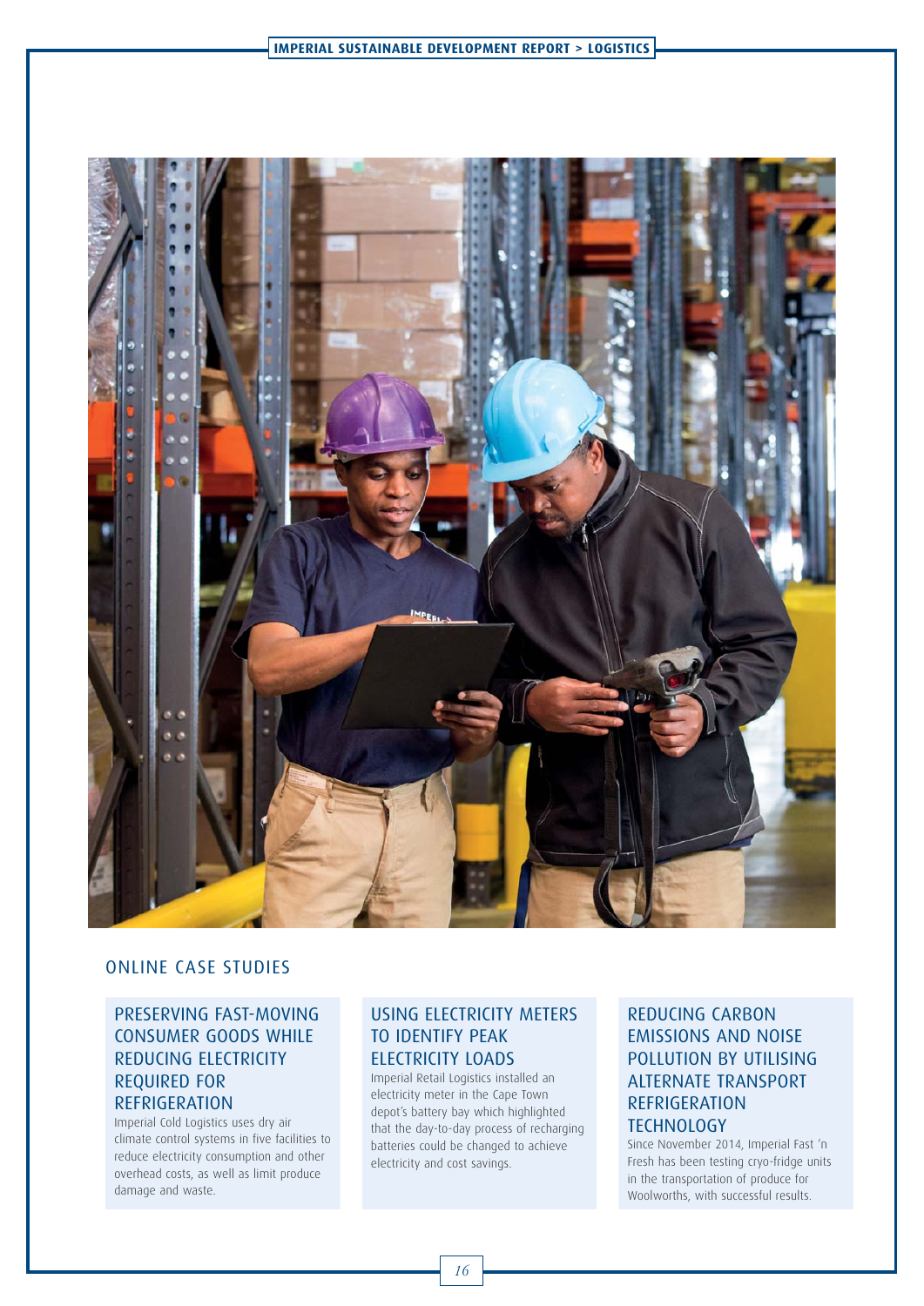## ONLINE CASE STUDIES

### PRESERVING FAST-MOVING CONSUMER GOODS WHILE REDUCING ELECTRICITY REQUIRED FOR REFRIGERATION

Imperial Cold Logistics uses dry air climate control systems in five facilities to reduce electricity consumption and other overhead costs, as well as limit produce damage and waste.

### USING ELECTRICITY METERS TO IDENTIFY PEAK ELECTRICITY LOADS

Imperial Retail Logistics installed an electricity meter in the Cape Town depot's battery bay which highlighted that the day-to-day process of recharging batteries could be changed to achieve electricity and cost savings.

### REDUCING CARBON EMISSIONS AND NOISE POLLUTION BY UTILISING ALTERNATE TRANSPORT REFRIGERATION TECHNOLOGY

Since November 2014, Imperial Fast 'n Fresh has been testing cryo-fridge units in the transportation of produce for Woolworths, with successful results.